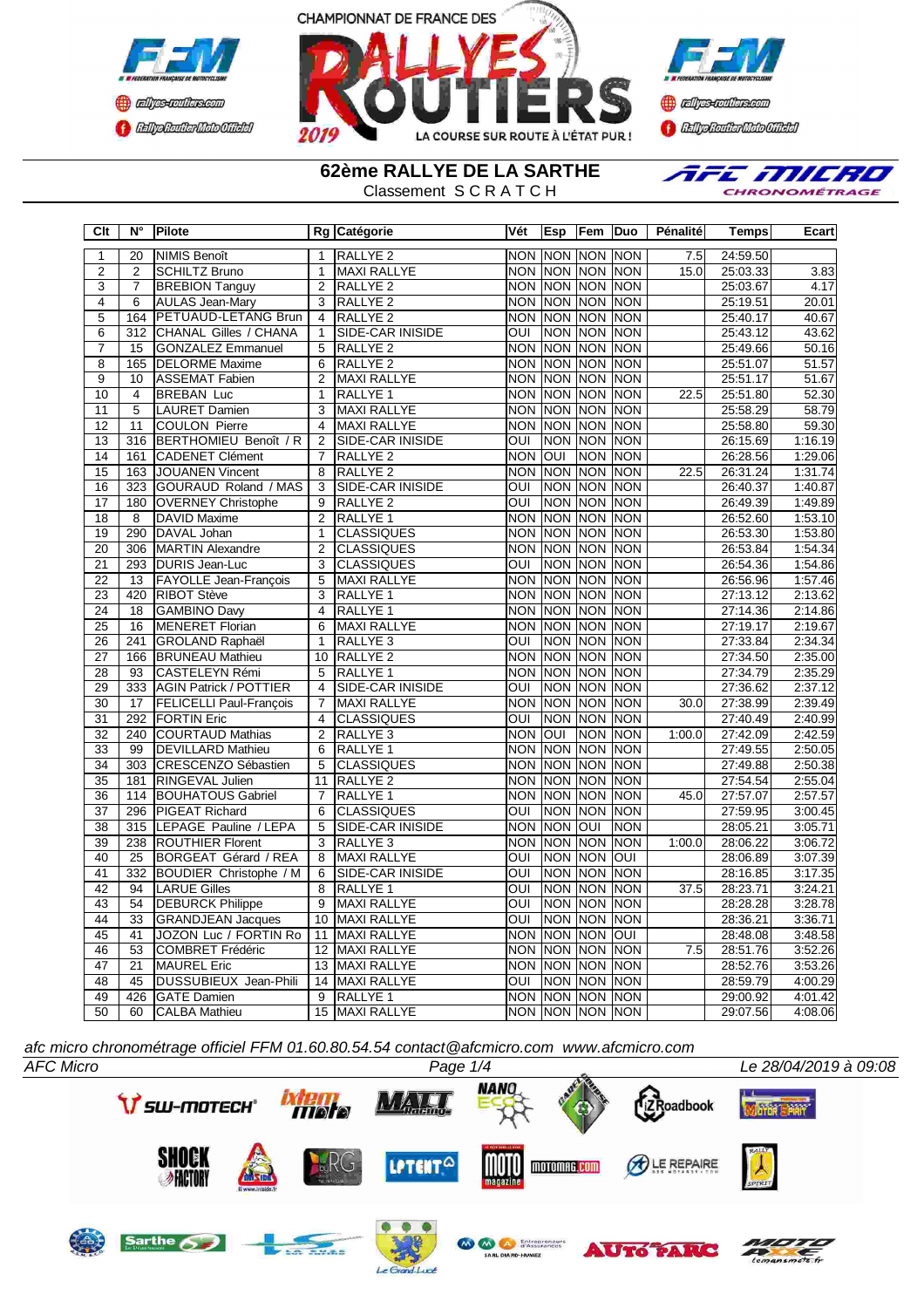CHAMPIONNAT DE FRANCE DES RALLYES ROUTIERS 2019

LA COURSE SUR ROUTE À L'ÉTAT PUR !

# 62ème RALLYE DE LA SARTHE

Classement S C R A T C H

| Clt | N° | Pilote | Rg | Catégorie | Vét | Esp | Fem | Duo | Pénalité | Temps | Ecart |
|---|---|---|---|---|---|---|---|---|---|---|---|
| 1 | 20 | NIMIS Benoît | 1 | RALLYE 2 | NON | NON | NON | NON | 7.5 | 24:59.50 | |
| 2 | 2 | SCHILTZ Bruno | 1 | MAXI RALLYE | NON | NON | NON | NON | 15.0 | 25:03.33 | 3.83 |
| 3 | 7 | BREBION Tanguy | 2 | RALLYE 2 | NON | NON | NON | NON | | 25:03.67 | 4.17 |
| 4 | 6 | AULAS Jean-Mary | 3 | RALLYE 2 | NON | NON | NON | NON | | 25:19.51 | 20.01 |
| 5 | 164 | PETUAUD-LETANG Brun | 4 | RALLYE 2 | NON | NON | NON | NON | | 25:40.17 | 40.67 |
| 6 | 312 | CHANAL Gilles / CHANA | 1 | SIDE-CAR INISIDE | OUI | NON | NON | NON | | 25:43.12 | 43.62 |
| 7 | 15 | GONZALEZ Emmanuel | 5 | RALLYE 2 | NON | NON | NON | NON | | 25:49.66 | 50.16 |
| 8 | 165 | DELORME Maxime | 6 | RALLYE 2 | NON | NON | NON | NON | | 25:51.07 | 51.57 |
| 9 | 10 | ASSEMAT Fabien | 2 | MAXI RALLYE | NON | NON | NON | NON | | 25:51.17 | 51.67 |
| 10 | 4 | BREBAN Luc | 1 | RALLYE 1 | NON | NON | NON | NON | 22.5 | 25:51.80 | 52.30 |
| 11 | 5 | LAURET Damien | 3 | MAXI RALLYE | NON | NON | NON | NON | | 25:58.29 | 58.79 |
| 12 | 11 | COULON Pierre | 4 | MAXI RALLYE | NON | NON | NON | NON | | 25:58.80 | 59.30 |
| 13 | 316 | BERTHOMIEU Benoît / R | 2 | SIDE-CAR INISIDE | OUI | NON | NON | NON | | 26:15.69 | 1:16.19 |
| 14 | 161 | CADENET Clément | 7 | RALLYE 2 | NON | OUI | NON | NON | | 26:28.56 | 1:29.06 |
| 15 | 163 | JOUANEN Vincent | 8 | RALLYE 2 | NON | NON | NON | NON | 22.5 | 26:31.24 | 1:31.74 |
| 16 | 323 | GOURAUD Roland / MAS | 3 | SIDE-CAR INISIDE | OUI | NON | NON | NON | | 26:40.37 | 1:40.87 |
| 17 | 180 | OVERNEY Christophe | 9 | RALLYE 2 | OUI | NON | NON | NON | | 26:49.39 | 1:49.89 |
| 18 | 8 | DAVID Maxime | 2 | RALLYE 1 | NON | NON | NON | NON | | 26:52.60 | 1:53.10 |
| 19 | 290 | DAVAL Johan | 1 | CLASSIQUES | NON | NON | NON | NON | | 26:53.30 | 1:53.80 |
| 20 | 306 | MARTIN Alexandre | 2 | CLASSIQUES | NON | NON | NON | NON | | 26:53.84 | 1:54.34 |
| 21 | 293 | DURIS Jean-Luc | 3 | CLASSIQUES | OUI | NON | NON | NON | | 26:54.36 | 1:54.86 |
| 22 | 13 | FAYOLLE Jean-François | 5 | MAXI RALLYE | NON | NON | NON | NON | | 26:56.96 | 1:57.46 |
| 23 | 420 | RIBOT Stève | 3 | RALLYE 1 | NON | NON | NON | NON | | 27:13.12 | 2:13.62 |
| 24 | 18 | GAMBINO Davy | 4 | RALLYE 1 | NON | NON | NON | NON | | 27:14.36 | 2:14.86 |
| 25 | 16 | MENERET Florian | 6 | MAXI RALLYE | NON | NON | NON | NON | | 27:19.17 | 2:19.67 |
| 26 | 241 | GROLAND Raphaël | 1 | RALLYE 3 | OUI | NON | NON | NON | | 27:33.84 | 2:34.34 |
| 27 | 166 | BRUNEAU Mathieu | 10 | RALLYE 2 | NON | NON | NON | NON | | 27:34.50 | 2:35.00 |
| 28 | 93 | CASTELEYN Rémi | 5 | RALLYE 1 | NON | NON | NON | NON | | 27:34.79 | 2:35.29 |
| 29 | 333 | AGIN Patrick / POTTIER | 4 | SIDE-CAR INISIDE | OUI | NON | NON | NON | | 27:36.62 | 2:37.12 |
| 30 | 17 | FELICELLI Paul-François | 7 | MAXI RALLYE | NON | NON | NON | NON | 30.0 | 27:38.99 | 2:39.49 |
| 31 | 292 | FORTIN Eric | 4 | CLASSIQUES | OUI | NON | NON | NON | | 27:40.49 | 2:40.99 |
| 32 | 240 | COURTAUD Mathias | 2 | RALLYE 3 | NON | OUI | NON | NON | 1:00.0 | 27:42.09 | 2:42.59 |
| 33 | 99 | DEVILLARD Mathieu | 6 | RALLYE 1 | NON | NON | NON | NON | | 27:49.55 | 2:50.05 |
| 34 | 303 | CRESCENZO Sébastien | 5 | CLASSIQUES | NON | NON | NON | NON | | 27:49.88 | 2:50.38 |
| 35 | 181 | RINGEVAL Julien | 11 | RALLYE 2 | NON | NON | NON | NON | | 27:54.54 | 2:55.04 |
| 36 | 114 | BOUHATOUS Gabriel | 7 | RALLYE 1 | NON | NON | NON | NON | 45.0 | 27:57.07 | 2:57.57 |
| 37 | 296 | PIGEAT Richard | 6 | CLASSIQUES | OUI | NON | NON | NON | | 27:59.95 | 3:00.45 |
| 38 | 315 | LEPAGE Pauline / LEPA | 5 | SIDE-CAR INISIDE | NON | NON | OUI | NON | | 28:05.21 | 3:05.71 |
| 39 | 238 | ROUTHIER Florent | 3 | RALLYE 3 | NON | NON | NON | NON | 1:00.0 | 28:06.22 | 3:06.72 |
| 40 | 25 | BORGEAT Gérard / REA | 8 | MAXI RALLYE | OUI | NON | NON | OUI | | 28:06.89 | 3:07.39 |
| 41 | 332 | BOUDIER Christophe / M | 6 | SIDE-CAR INISIDE | OUI | NON | NON | NON | | 28:16.85 | 3:17.35 |
| 42 | 94 | LARUE Gilles | 8 | RALLYE 1 | OUI | NON | NON | NON | 37.5 | 28:23.71 | 3:24.21 |
| 43 | 54 | DEBURCK Philippe | 9 | MAXI RALLYE | OUI | NON | NON | NON | | 28:28.28 | 3:28.78 |
| 44 | 33 | GRANDJEAN Jacques | 10 | MAXI RALLYE | OUI | NON | NON | NON | | 28:36.21 | 3:36.71 |
| 45 | 41 | JOZON Luc / FORTIN Ro | 11 | MAXI RALLYE | NON | NON | NON | OUI | | 28:48.08 | 3:48.58 |
| 46 | 53 | COMBRET Frédéric | 12 | MAXI RALLYE | NON | NON | NON | NON | 7.5 | 28:51.76 | 3:52.26 |
| 47 | 21 | MAUREL Eric | 13 | MAXI RALLYE | NON | NON | NON | NON | | 28:52.76 | 3:53.26 |
| 48 | 45 | DUSSUBIEUX Jean-Phili | 14 | MAXI RALLYE | OUI | NON | NON | NON | | 28:59.79 | 4:00.29 |
| 49 | 426 | GATE Damien | 9 | RALLYE 1 | NON | NON | NON | NON | | 29:00.92 | 4:01.42 |
| 50 | 60 | CALBA Mathieu | 15 | MAXI RALLYE | NON | NON | NON | NON | | 29:07.56 | 4:08.06 |

*afc micro chronométrage officiel FFM 01.60.80.54.54 contact@afcmicro.com www.afcmicro.com*

*AFC Micro* — *Le 28/04/2019 à 09:08*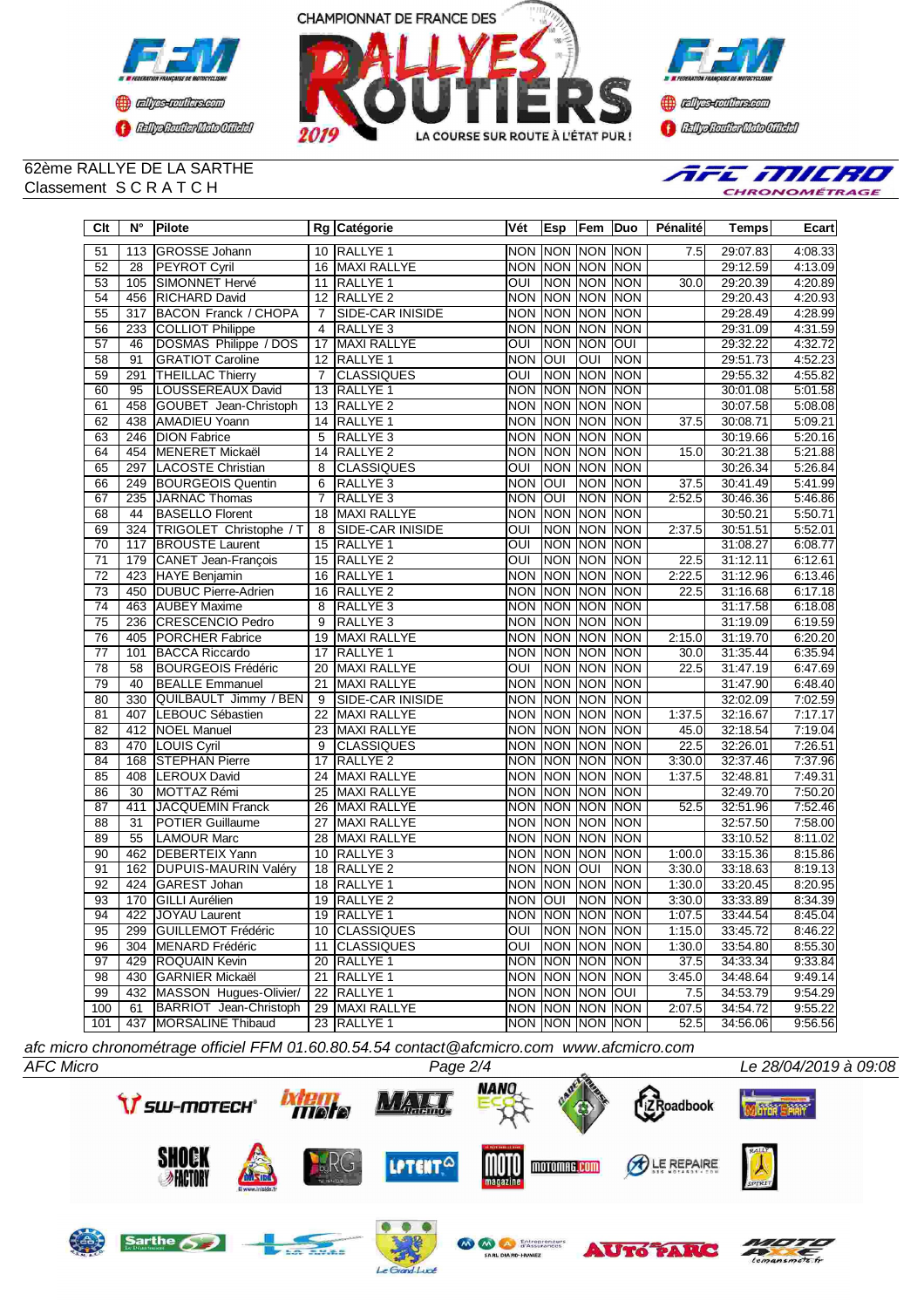CHAMPIONNAT DE FRANCE DES RALLYES ROUTIERS 2019

LA COURSE SUR ROUTE À L'ÉTAT PUR !

62ème RALLYE DE LA SARTHE

Classement S C R A T C H

| Clt | N° | Pilote | Rg | Catégorie | Vét | Esp | Fem | Duo | Pénalité | Temps | Ecart |
|---|---|---|---|---|---|---|---|---|---|---|---|
| 51 | 113 | GROSSE Johann | 10 | RALLYE 1 | NON | NON | NON | NON | 7.5 | 29:07.83 | 4:08.33 |
| 52 | 28 | PEYROT Cyril | 16 | MAXI RALLYE | NON | NON | NON | NON | | 29:12.59 | 4:13.09 |
| 53 | 105 | SIMONNET Hervé | 11 | RALLYE 1 | OUI | NON | NON | NON | 30.0 | 29:20.39 | 4:20.89 |
| 54 | 456 | RICHARD David | 12 | RALLYE 2 | NON | NON | NON | NON | | 29:20.43 | 4:20.93 |
| 55 | 317 | BACON Franck / CHOPA | 7 | SIDE-CAR INISIDE | NON | NON | NON | NON | | 29:28.49 | 4:28.99 |
| 56 | 233 | COLLIOT Philippe | 4 | RALLYE 3 | NON | NON | NON | NON | | 29:31.09 | 4:31.59 |
| 57 | 46 | DOSMAS Philippe / DOS | 17 | MAXI RALLYE | OUI | NON | NON | OUI | | 29:32.22 | 4:32.72 |
| 58 | 91 | GRATIOT Caroline | 12 | RALLYE 1 | NON | OUI | OUI | NON | | 29:51.73 | 4:52.23 |
| 59 | 291 | THEILLAC Thierry | 7 | CLASSIQUES | OUI | NON | NON | NON | | 29:55.32 | 4:55.82 |
| 60 | 95 | LOUSSEREAUX David | 13 | RALLYE 1 | NON | NON | NON | NON | | 30:01.08 | 5:01.58 |
| 61 | 458 | GOUBET Jean-Christoph | 13 | RALLYE 2 | NON | NON | NON | NON | | 30:07.58 | 5:08.08 |
| 62 | 438 | AMADIEU Yoann | 14 | RALLYE 1 | NON | NON | NON | NON | 37.5 | 30:08.71 | 5:09.21 |
| 63 | 246 | DION Fabrice | 5 | RALLYE 3 | NON | NON | NON | NON | | 30:19.66 | 5:20.16 |
| 64 | 454 | MENERET Mickaël | 14 | RALLYE 2 | NON | NON | NON | NON | 15.0 | 30:21.38 | 5:21.88 |
| 65 | 297 | LACOSTE Christian | 8 | CLASSIQUES | OUI | NON | NON | NON | | 30:26.34 | 5:26.84 |
| 66 | 249 | BOURGEOIS Quentin | 6 | RALLYE 3 | NON | OUI | NON | NON | 37.5 | 30:41.49 | 5:41.99 |
| 67 | 235 | JARNAC Thomas | 7 | RALLYE 3 | NON | OUI | NON | NON | 2:52.5 | 30:46.36 | 5:46.86 |
| 68 | 44 | BASELLO Florent | 18 | MAXI RALLYE | NON | NON | NON | NON | | 30:50.21 | 5:50.71 |
| 69 | 324 | TRIGOLET Christophe / T | 8 | SIDE-CAR INISIDE | OUI | NON | NON | NON | 2:37.5 | 30:51.51 | 5:52.01 |
| 70 | 117 | BROUSTE Laurent | 15 | RALLYE 1 | OUI | NON | NON | NON | | 31:08.27 | 6:08.77 |
| 71 | 179 | CANET Jean-François | 15 | RALLYE 2 | OUI | NON | NON | NON | 22.5 | 31:12.11 | 6:12.61 |
| 72 | 423 | HAYE Benjamin | 16 | RALLYE 1 | NON | NON | NON | NON | 2:22.5 | 31:12.96 | 6:13.46 |
| 73 | 450 | DUBUC Pierre-Adrien | 16 | RALLYE 2 | NON | NON | NON | NON | 22.5 | 31:16.68 | 6:17.18 |
| 74 | 463 | AUBEY Maxime | 8 | RALLYE 3 | NON | NON | NON | NON | | 31:17.58 | 6:18.08 |
| 75 | 236 | CRESCENCIO Pedro | 9 | RALLYE 3 | NON | NON | NON | NON | | 31:19.09 | 6:19.59 |
| 76 | 405 | PORCHER Fabrice | 19 | MAXI RALLYE | NON | NON | NON | NON | 2:15.0 | 31:19.70 | 6:20.20 |
| 77 | 101 | BACCA Riccardo | 17 | RALLYE 1 | NON | NON | NON | NON | 30.0 | 31:35.44 | 6:35.94 |
| 78 | 58 | BOURGEOIS Frédéric | 20 | MAXI RALLYE | OUI | NON | NON | NON | 22.5 | 31:47.19 | 6:47.69 |
| 79 | 40 | BEALLE Emmanuel | 21 | MAXI RALLYE | NON | NON | NON | NON | | 31:47.90 | 6:48.40 |
| 80 | 330 | QUILBAULT Jimmy / BEN | 9 | SIDE-CAR INISIDE | NON | NON | NON | NON | | 32:02.09 | 7:02.59 |
| 81 | 407 | LEBOUC Sébastien | 22 | MAXI RALLYE | NON | NON | NON | NON | 1:37.5 | 32:16.67 | 7:17.17 |
| 82 | 412 | NOEL Manuel | 23 | MAXI RALLYE | NON | NON | NON | NON | 45.0 | 32:18.54 | 7:19.04 |
| 83 | 470 | LOUIS Cyril | 9 | CLASSIQUES | NON | NON | NON | NON | 22.5 | 32:26.01 | 7:26.51 |
| 84 | 168 | STEPHAN Pierre | 17 | RALLYE 2 | NON | NON | NON | NON | 3:30.0 | 32:37.46 | 7:37.96 |
| 85 | 408 | LEROUX David | 24 | MAXI RALLYE | NON | NON | NON | NON | 1:37.5 | 32:48.81 | 7:49.31 |
| 86 | 30 | MOTTAZ Rémi | 25 | MAXI RALLYE | NON | NON | NON | NON | | 32:49.70 | 7:50.20 |
| 87 | 411 | JACQUEMIN Franck | 26 | MAXI RALLYE | NON | NON | NON | NON | 52.5 | 32:51.96 | 7:52.46 |
| 88 | 31 | POTIER Guillaume | 27 | MAXI RALLYE | NON | NON | NON | NON | | 32:57.50 | 7:58.00 |
| 89 | 55 | LAMOUR Marc | 28 | MAXI RALLYE | NON | NON | NON | NON | | 33:10.52 | 8:11.02 |
| 90 | 462 | DEBERTEIX Yann | 10 | RALLYE 3 | NON | NON | NON | NON | 1:00.0 | 33:15.36 | 8:15.86 |
| 91 | 162 | DUPUIS-MAURIN Valéry | 18 | RALLYE 2 | NON | NON | OUI | NON | 3:30.0 | 33:18.63 | 8:19.13 |
| 92 | 424 | GAREST Johan | 18 | RALLYE 1 | NON | NON | NON | NON | 1:30.0 | 33:20.45 | 8:20.95 |
| 93 | 170 | GILLI Aurélien | 19 | RALLYE 2 | NON | OUI | NON | NON | 3:30.0 | 33:33.89 | 8:34.39 |
| 94 | 422 | JOYAU Laurent | 19 | RALLYE 1 | NON | NON | NON | NON | 1:07.5 | 33:44.54 | 8:45.04 |
| 95 | 299 | GUILLEMOT Frédéric | 10 | CLASSIQUES | OUI | NON | NON | NON | 1:15.0 | 33:45.72 | 8:46.22 |
| 96 | 304 | MENARD Frédéric | 11 | CLASSIQUES | OUI | NON | NON | NON | 1:30.0 | 33:54.80 | 8:55.30 |
| 97 | 429 | ROQUAIN Kevin | 20 | RALLYE 1 | NON | NON | NON | NON | 37.5 | 34:33.34 | 9:33.84 |
| 98 | 430 | GARNIER Mickaël | 21 | RALLYE 1 | NON | NON | NON | NON | 3:45.0 | 34:48.64 | 9:49.14 |
| 99 | 432 | MASSON Hugues-Olivier/ | 22 | RALLYE 1 | NON | NON | NON | OUI | 7.5 | 34:53.79 | 9:54.29 |
| 100 | 61 | BARRIOT Jean-Christoph | 29 | MAXI RALLYE | NON | NON | NON | NON | 2:07.5 | 34:54.72 | 9:55.22 |
| 101 | 437 | MORSALINE Thibaud | 23 | RALLYE 1 | NON | NON | NON | NON | 52.5 | 34:56.06 | 9:56.56 |

*afc micro chronométrage officiel FFM 01.60.80.54.54 contact@afcmicro.com www.afcmicro.com*

*AFC Micro* — *Le 28/04/2019 à 09:08*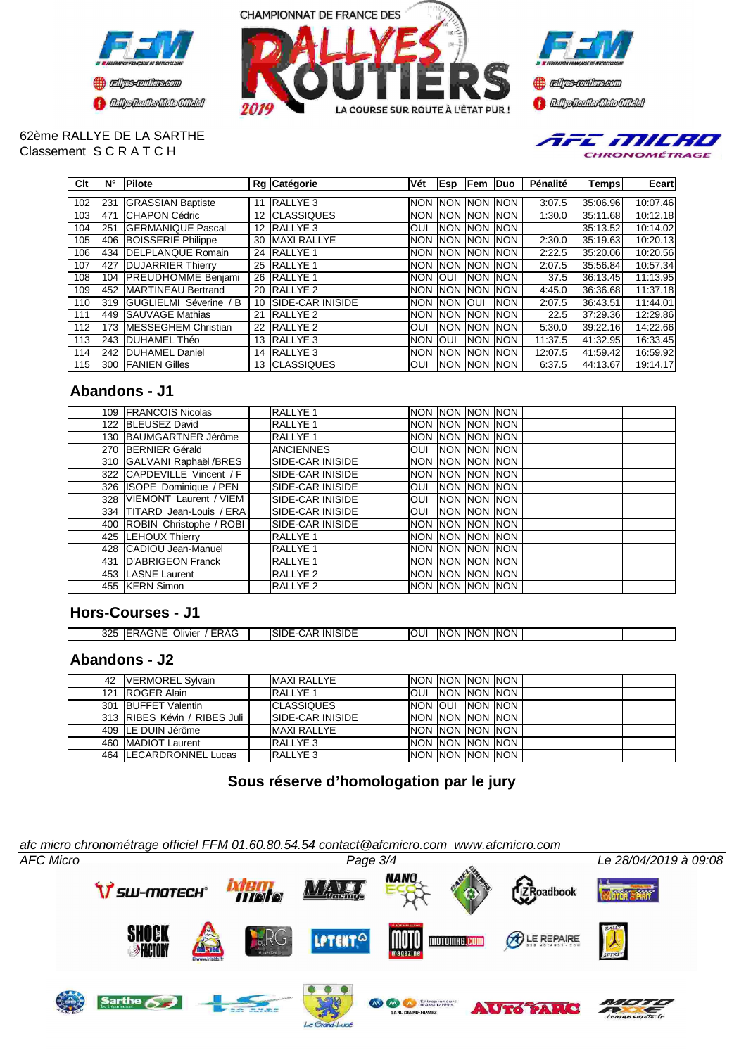CHAMPIONNAT DE FRANCE DES RALLYES ROUTIERS 2019 — LA COURSE SUR ROUTE À L'ÉTAT PUR !

62ème RALLYE DE LA SARTHE
Classement S C R A T C H

| Clt | N° | Pilote | Rg | Catégorie | Vét | Esp | Fem | Duo | Pénalité | Temps | Ecart |
|---|---|---|---|---|---|---|---|---|---|---|---|
| 102 | 231 | GRASSIAN Baptiste | 11 | RALLYE 3 | NON | NON | NON | NON | 3:07.5 | 35:06.96 | 10:07.46 |
| 103 | 471 | CHAPON Cédric | 12 | CLASSIQUES | NON | NON | NON | NON | 1:30.0 | 35:11.68 | 10:12.18 |
| 104 | 251 | GERMANIQUE Pascal | 12 | RALLYE 3 | OUI | NON | NON | NON | | 35:13.52 | 10:14.02 |
| 105 | 406 | BOISSERIE Philippe | 30 | MAXI RALLYE | NON | NON | NON | NON | 2:30.0 | 35:19.63 | 10:20.13 |
| 106 | 434 | DELPLANQUE Romain | 24 | RALLYE 1 | NON | NON | NON | NON | 2:22.5 | 35:20.06 | 10:20.56 |
| 107 | 427 | DUJARRIER Thierry | 25 | RALLYE 1 | NON | NON | NON | NON | 2:07.5 | 35:56.84 | 10:57.34 |
| 108 | 104 | PREUDHOMME Benjami | 26 | RALLYE 1 | NON | OUI | NON | NON | 37.5 | 36:13.45 | 11:13.95 |
| 109 | 452 | MARTINEAU Bertrand | 20 | RALLYE 2 | NON | NON | NON | NON | 4:45.0 | 36:36.68 | 11:37.18 |
| 110 | 319 | GUGLIELMI Séverine / B | 10 | SIDE-CAR INISIDE | NON | NON | OUI | NON | 2:07.5 | 36:43.51 | 11:44.01 |
| 111 | 449 | SAUVAGE Mathias | 21 | RALLYE 2 | NON | NON | NON | NON | 22.5 | 37:29.36 | 12:29.86 |
| 112 | 173 | MESSEGHEM Christian | 22 | RALLYE 2 | OUI | NON | NON | NON | 5:30.0 | 39:22.16 | 14:22.66 |
| 113 | 243 | DUHAMEL Théo | 13 | RALLYE 3 | NON | OUI | NON | NON | 11:37.5 | 41:32.95 | 16:33.45 |
| 114 | 242 | DUHAMEL Daniel | 14 | RALLYE 3 | NON | NON | NON | NON | 12:07.5 | 41:59.42 | 16:59.92 |
| 115 | 300 | FANIEN Gilles | 13 | CLASSIQUES | OUI | NON | NON | NON | 6:37.5 | 44:13.67 | 19:14.17 |

## Abandons - J1

| Clt | N° | Pilote | Rg | Catégorie | Vét | Esp | Fem | Duo | Pénalité | Temps | Ecart |
|---|---|---|---|---|---|---|---|---|---|---|---|
| | 109 | FRANCOIS Nicolas | | RALLYE 1 | NON | NON | NON | NON | | | |
| | 122 | BLEUSEZ David | | RALLYE 1 | NON | NON | NON | NON | | | |
| | 130 | BAUMGARTNER Jérôme | | RALLYE 1 | NON | NON | NON | NON | | | |
| | 270 | BERNIER Gérald | | ANCIENNES | OUI | NON | NON | NON | | | |
| | 310 | GALVANI Raphaël /BRES | | SIDE-CAR INISIDE | NON | NON | NON | NON | | | |
| | 322 | CAPDEVILLE Vincent / F | | SIDE-CAR INISIDE | NON | NON | NON | NON | | | |
| | 326 | ISOPE Dominique / PEN | | SIDE-CAR INISIDE | OUI | NON | NON | NON | | | |
| | 328 | VIEMONT Laurent / VIEM | | SIDE-CAR INISIDE | OUI | NON | NON | NON | | | |
| | 334 | TITARD Jean-Louis / ERA | | SIDE-CAR INISIDE | OUI | NON | NON | NON | | | |
| | 400 | ROBIN Christophe / ROBI | | SIDE-CAR INISIDE | NON | NON | NON | NON | | | |
| | 425 | LEHOUX Thierry | | RALLYE 1 | NON | NON | NON | NON | | | |
| | 428 | CADIOU Jean-Manuel | | RALLYE 1 | NON | NON | NON | NON | | | |
| | 431 | D'ABRIGEON Franck | | RALLYE 1 | NON | NON | NON | NON | | | |
| | 453 | LASNE Laurent | | RALLYE 2 | NON | NON | NON | NON | | | |
| | 455 | KERN Simon | | RALLYE 2 | NON | NON | NON | NON | | | |

## Hors-Courses - J1

| Clt | N° | Pilote | Rg | Catégorie | Vét | Esp | Fem | Duo | Pénalité | Temps | Ecart |
|---|---|---|---|---|---|---|---|---|---|---|---|
| | 325 | ERAGNE Olivier / ERAG | | SIDE-CAR INISIDE | OUI | NON | NON | NON | | | |

## Abandons - J2

| Clt | N° | Pilote | Rg | Catégorie | Vét | Esp | Fem | Duo | Pénalité | Temps | Ecart |
|---|---|---|---|---|---|---|---|---|---|---|---|
| | 42 | VERMOREL Sylvain | | MAXI RALLYE | NON | NON | NON | NON | | | |
| | 121 | ROGER Alain | | RALLYE 1 | OUI | NON | NON | NON | | | |
| | 301 | BUFFET Valentin | | CLASSIQUES | NON | OUI | NON | NON | | | |
| | 313 | RIBES Kévin / RIBES Juli | | SIDE-CAR INISIDE | NON | NON | NON | NON | | | |
| | 409 | LE DUIN Jérôme | | MAXI RALLYE | NON | NON | NON | NON | | | |
| | 460 | MADIOT Laurent | | RALLYE 3 | NON | NON | NON | NON | | | |
| | 464 | LECARDRONNEL Lucas | | RALLYE 3 | NON | NON | NON | NON | | | |

**Sous réserve d'homologation par le jury**

*afc micro chronométrage officiel FFM 01.60.80.54.54 contact@afcmicro.com www.afcmicro.com*

*AFC Micro* — *Le 28/04/2019 à 09:08*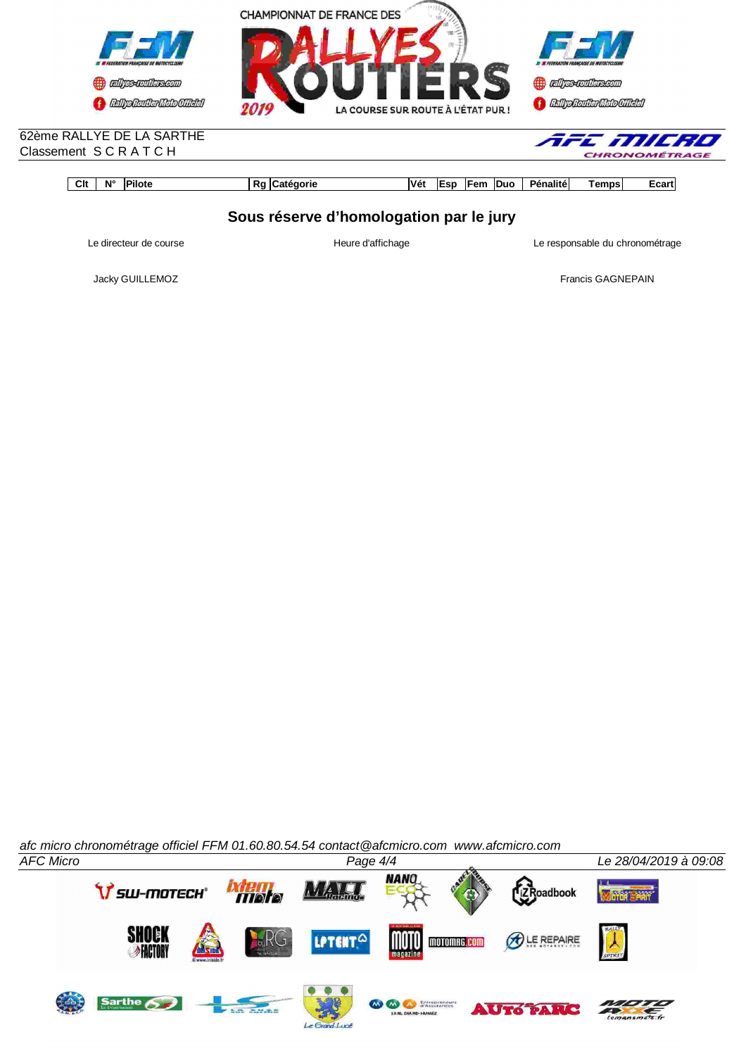62ème RALLYE DE LA SARTHE
Classement S C R A T C H

| Clt | N° | Pilote | Rg | Catégorie | Vét | Esp | Fem | Duo | Pénalité | Temps | Ecart |
|---|---|---|---|---|---|---|---|---|---|---|---|

## Sous réserve d'homologation par le jury

Le directeur de course — Heure d'affichage — Le responsable du chronométrage

Jacky GUILLEMOZ — Francis GAGNEPAIN

*afc micro chronométrage officiel FFM 01.60.80.54.54 contact@afcmicro.com www.afcmicro.com*

*AFC Micro* — *Le 28/04/2019 à 09:08*